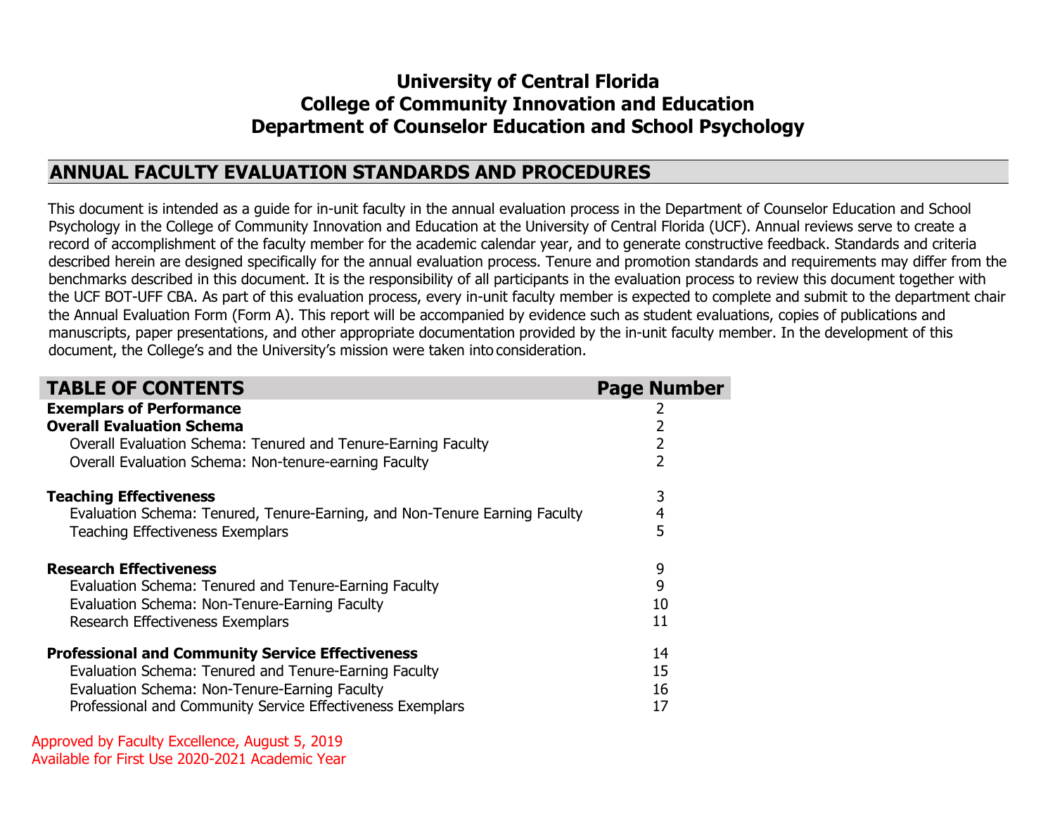# University of Central Florida
# College of Community Innovation and Education
# Department of Counselor Education and School Psychology

## ANNUAL FACULTY EVALUATION STANDARDS AND PROCEDURES

This document is intended as a guide for in-unit faculty in the annual evaluation process in the Department of Counselor Education and School Psychology in the College of Community Innovation and Education at the University of Central Florida (UCF). Annual reviews serve to create a record of accomplishment of the faculty member for the academic calendar year, and to generate constructive feedback. Standards and criteria described herein are designed specifically for the annual evaluation process. Tenure and promotion standards and requirements may differ from the benchmarks described in this document. It is the responsibility of all participants in the evaluation process to review this document together with the UCF BOT-UFF CBA. As part of this evaluation process, every in-unit faculty member is expected to complete and submit to the department chair the Annual Evaluation Form (Form A). This report will be accompanied by evidence such as student evaluations, copies of publications and manuscripts, paper presentations, and other appropriate documentation provided by the in-unit faculty member. In the development of this document, the College's and the University's mission were taken into consideration.

| TABLE OF CONTENTS | Page Number |
|---|---|
| **Exemplars of Performance** | 2 |
| **Overall Evaluation Schema** | 2 |
| Overall Evaluation Schema: Tenured and Tenure-Earning Faculty | 2 |
| Overall Evaluation Schema: Non-tenure-earning Faculty | 2 |
| **Teaching Effectiveness** | 3 |
| Evaluation Schema: Tenured, Tenure-Earning, and Non-Tenure Earning Faculty | 4 |
| Teaching Effectiveness Exemplars | 5 |
| **Research Effectiveness** | 9 |
| Evaluation Schema: Tenured and Tenure-Earning Faculty | 9 |
| Evaluation Schema: Non-Tenure-Earning Faculty | 10 |
| Research Effectiveness Exemplars | 11 |
| **Professional and Community Service Effectiveness** | 14 |
| Evaluation Schema: Tenured and Tenure-Earning Faculty | 15 |
| Evaluation Schema: Non-Tenure-Earning Faculty | 16 |
| Professional and Community Service Effectiveness Exemplars | 17 |

Approved by Faculty Excellence, August 5, 2019
Available for First Use 2020-2021 Academic Year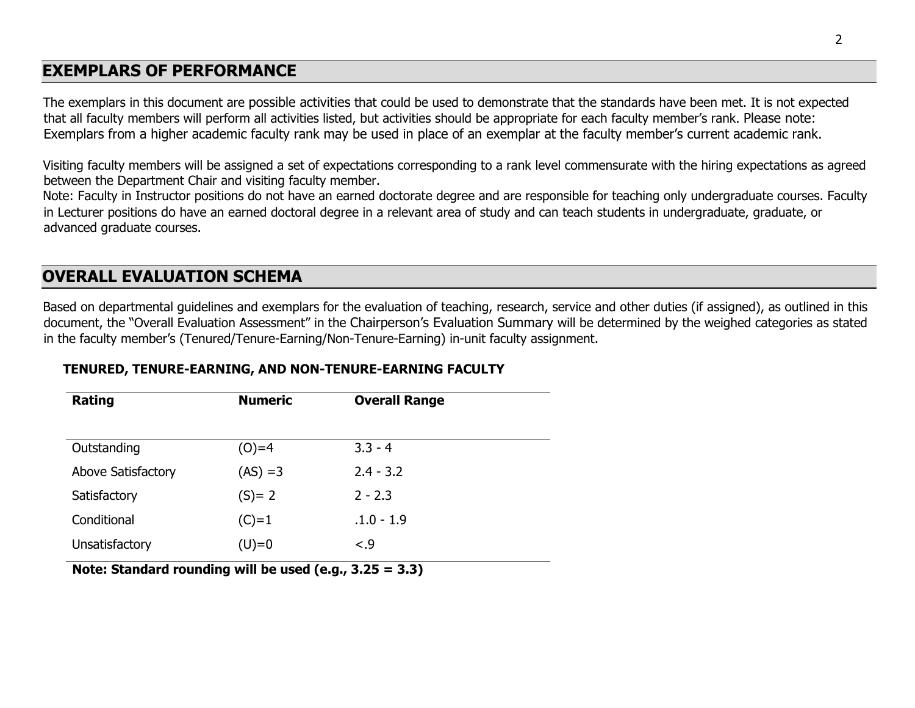## EXEMPLARS OF PERFORMANCE

The exemplars in this document are possible activities that could be used to demonstrate that the standards have been met. It is not expected that all faculty members will perform all activities listed, but activities should be appropriate for each faculty member's rank. Please note: Exemplars from a higher academic faculty rank may be used in place of an exemplar at the faculty member's current academic rank.

Visiting faculty members will be assigned a set of expectations corresponding to a rank level commensurate with the hiring expectations as agreed between the Department Chair and visiting faculty member.
Note: Faculty in Instructor positions do not have an earned doctorate degree and are responsible for teaching only undergraduate courses. Faculty in Lecturer positions do have an earned doctoral degree in a relevant area of study and can teach students in undergraduate, graduate, or advanced graduate courses.

## OVERALL EVALUATION SCHEMA

Based on departmental guidelines and exemplars for the evaluation of teaching, research, service and other duties (if assigned), as outlined in this document, the "Overall Evaluation Assessment" in the Chairperson's Evaluation Summary will be determined by the weighed categories as stated in the faculty member's (Tenured/Tenure-Earning/Non-Tenure-Earning) in-unit faculty assignment.

**TENURED, TENURE-EARNING, AND NON-TENURE-EARNING FACULTY**

| Rating | Numeric | Overall Range |
|---|---|---|
| Outstanding | (O)=4 | 3.3 - 4 |
| Above Satisfactory | (AS) =3 | 2.4 - 3.2 |
| Satisfactory | (S)= 2 | 2 - 2.3 |
| Conditional | (C)=1 | .1.0 - 1.9 |
| Unsatisfactory | (U)=0 | <.9 |

**Note: Standard rounding will be used (e.g., 3.25 = 3.3)**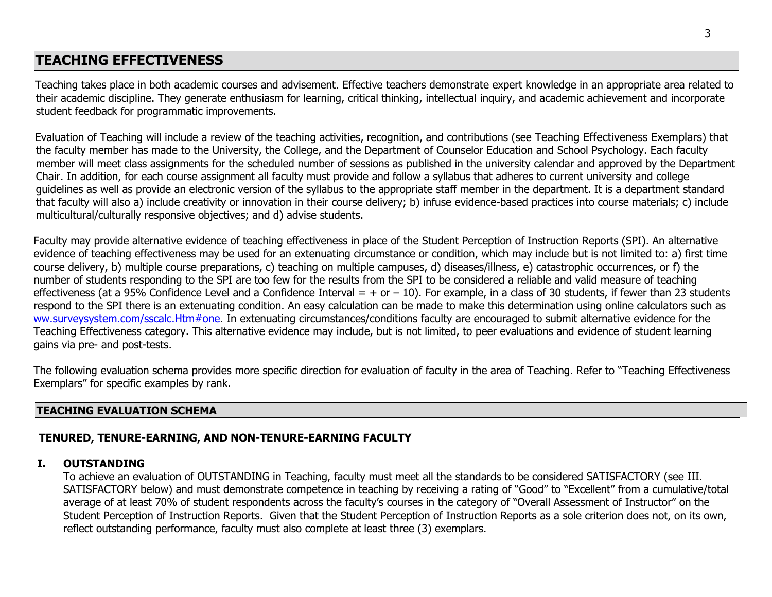## TEACHING EFFECTIVENESS

Teaching takes place in both academic courses and advisement. Effective teachers demonstrate expert knowledge in an appropriate area related to their academic discipline. They generate enthusiasm for learning, critical thinking, intellectual inquiry, and academic achievement and incorporate student feedback for programmatic improvements.

Evaluation of Teaching will include a review of the teaching activities, recognition, and contributions (see Teaching Effectiveness Exemplars) that the faculty member has made to the University, the College, and the Department of Counselor Education and School Psychology. Each faculty member will meet class assignments for the scheduled number of sessions as published in the university calendar and approved by the Department Chair. In addition, for each course assignment all faculty must provide and follow a syllabus that adheres to current university and college guidelines as well as provide an electronic version of the syllabus to the appropriate staff member in the department. It is a department standard that faculty will also a) include creativity or innovation in their course delivery; b) infuse evidence-based practices into course materials; c) include multicultural/culturally responsive objectives; and d) advise students.

Faculty may provide alternative evidence of teaching effectiveness in place of the Student Perception of Instruction Reports (SPI). An alternative evidence of teaching effectiveness may be used for an extenuating circumstance or condition, which may include but is not limited to: a) first time course delivery, b) multiple course preparations, c) teaching on multiple campuses, d) diseases/illness, e) catastrophic occurrences, or f) the number of students responding to the SPI are too few for the results from the SPI to be considered a reliable and valid measure of teaching effectiveness (at a 95% Confidence Level and a Confidence Interval = + or – 10). For example, in a class of 30 students, if fewer than 23 students respond to the SPI there is an extenuating condition. An easy calculation can be made to make this determination using online calculators such as ww.surveysystem.com/sscalc.Htm#one. In extenuating circumstances/conditions faculty are encouraged to submit alternative evidence for the Teaching Effectiveness category. This alternative evidence may include, but is not limited, to peer evaluations and evidence of student learning gains via pre- and post-tests.

The following evaluation schema provides more specific direction for evaluation of faculty in the area of Teaching. Refer to "Teaching Effectiveness Exemplars" for specific examples by rank.

### TEACHING EVALUATION SCHEMA

#### TENURED, TENURE-EARNING, AND NON-TENURE-EARNING FACULTY

**I. OUTSTANDING**

To achieve an evaluation of OUTSTANDING in Teaching, faculty must meet all the standards to be considered SATISFACTORY (see III. SATISFACTORY below) and must demonstrate competence in teaching by receiving a rating of "Good" to "Excellent" from a cumulative/total average of at least 70% of student respondents across the faculty's courses in the category of "Overall Assessment of Instructor" on the Student Perception of Instruction Reports. Given that the Student Perception of Instruction Reports as a sole criterion does not, on its own, reflect outstanding performance, faculty must also complete at least three (3) exemplars.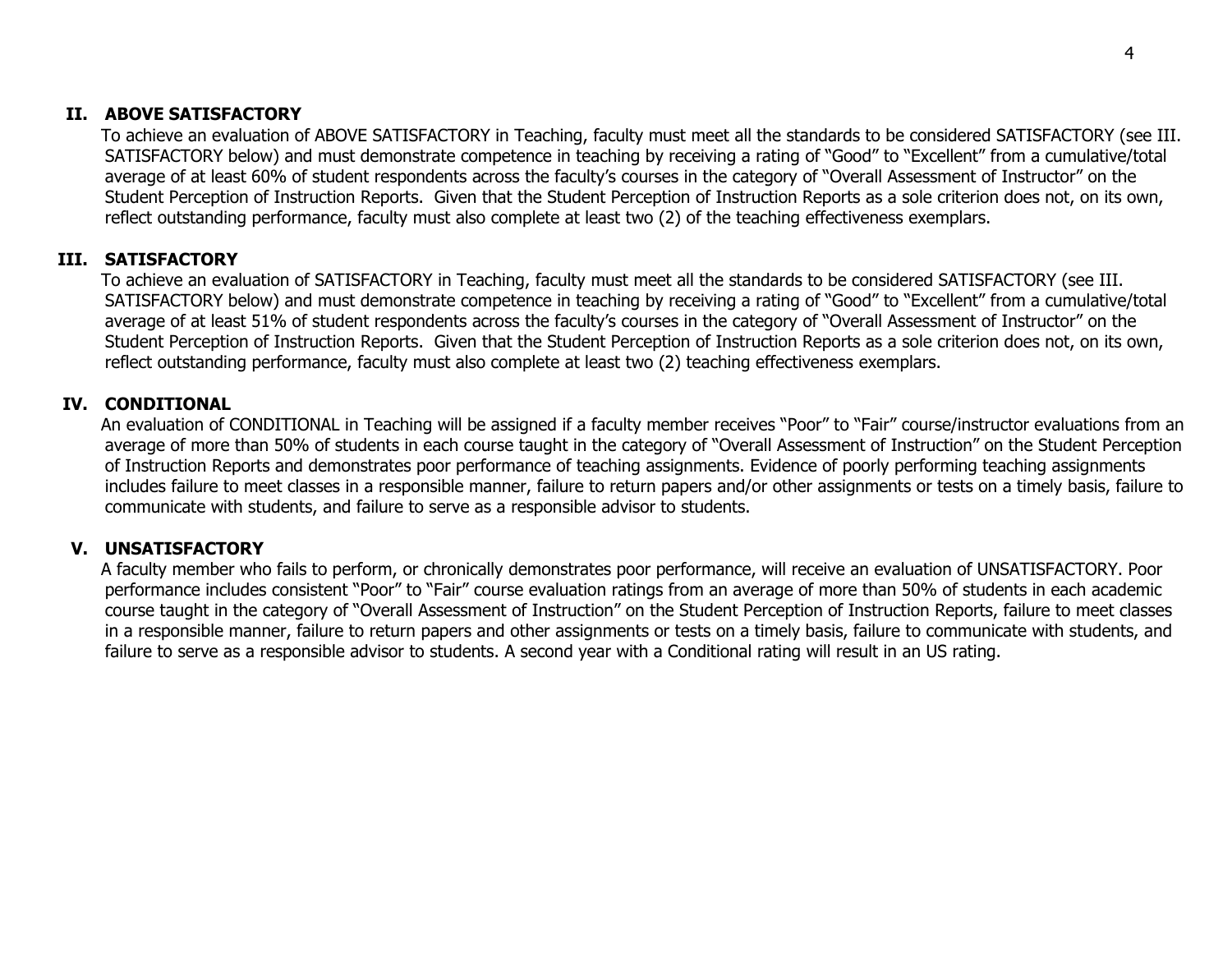## II. ABOVE SATISFACTORY

To achieve an evaluation of ABOVE SATISFACTORY in Teaching, faculty must meet all the standards to be considered SATISFACTORY (see III. SATISFACTORY below) and must demonstrate competence in teaching by receiving a rating of "Good" to "Excellent" from a cumulative/total average of at least 60% of student respondents across the faculty's courses in the category of "Overall Assessment of Instructor" on the Student Perception of Instruction Reports. Given that the Student Perception of Instruction Reports as a sole criterion does not, on its own, reflect outstanding performance, faculty must also complete at least two (2) of the teaching effectiveness exemplars.

## III. SATISFACTORY

To achieve an evaluation of SATISFACTORY in Teaching, faculty must meet all the standards to be considered SATISFACTORY (see III. SATISFACTORY below) and must demonstrate competence in teaching by receiving a rating of "Good" to "Excellent" from a cumulative/total average of at least 51% of student respondents across the faculty's courses in the category of "Overall Assessment of Instructor" on the Student Perception of Instruction Reports. Given that the Student Perception of Instruction Reports as a sole criterion does not, on its own, reflect outstanding performance, faculty must also complete at least two (2) teaching effectiveness exemplars.

## IV. CONDITIONAL

An evaluation of CONDITIONAL in Teaching will be assigned if a faculty member receives "Poor" to "Fair" course/instructor evaluations from an average of more than 50% of students in each course taught in the category of "Overall Assessment of Instruction" on the Student Perception of Instruction Reports and demonstrates poor performance of teaching assignments. Evidence of poorly performing teaching assignments includes failure to meet classes in a responsible manner, failure to return papers and/or other assignments or tests on a timely basis, failure to communicate with students, and failure to serve as a responsible advisor to students.

## V. UNSATISFACTORY

A faculty member who fails to perform, or chronically demonstrates poor performance, will receive an evaluation of UNSATISFACTORY. Poor performance includes consistent "Poor" to "Fair" course evaluation ratings from an average of more than 50% of students in each academic course taught in the category of "Overall Assessment of Instruction" on the Student Perception of Instruction Reports, failure to meet classes in a responsible manner, failure to return papers and other assignments or tests on a timely basis, failure to communicate with students, and failure to serve as a responsible advisor to students. A second year with a Conditional rating will result in an US rating.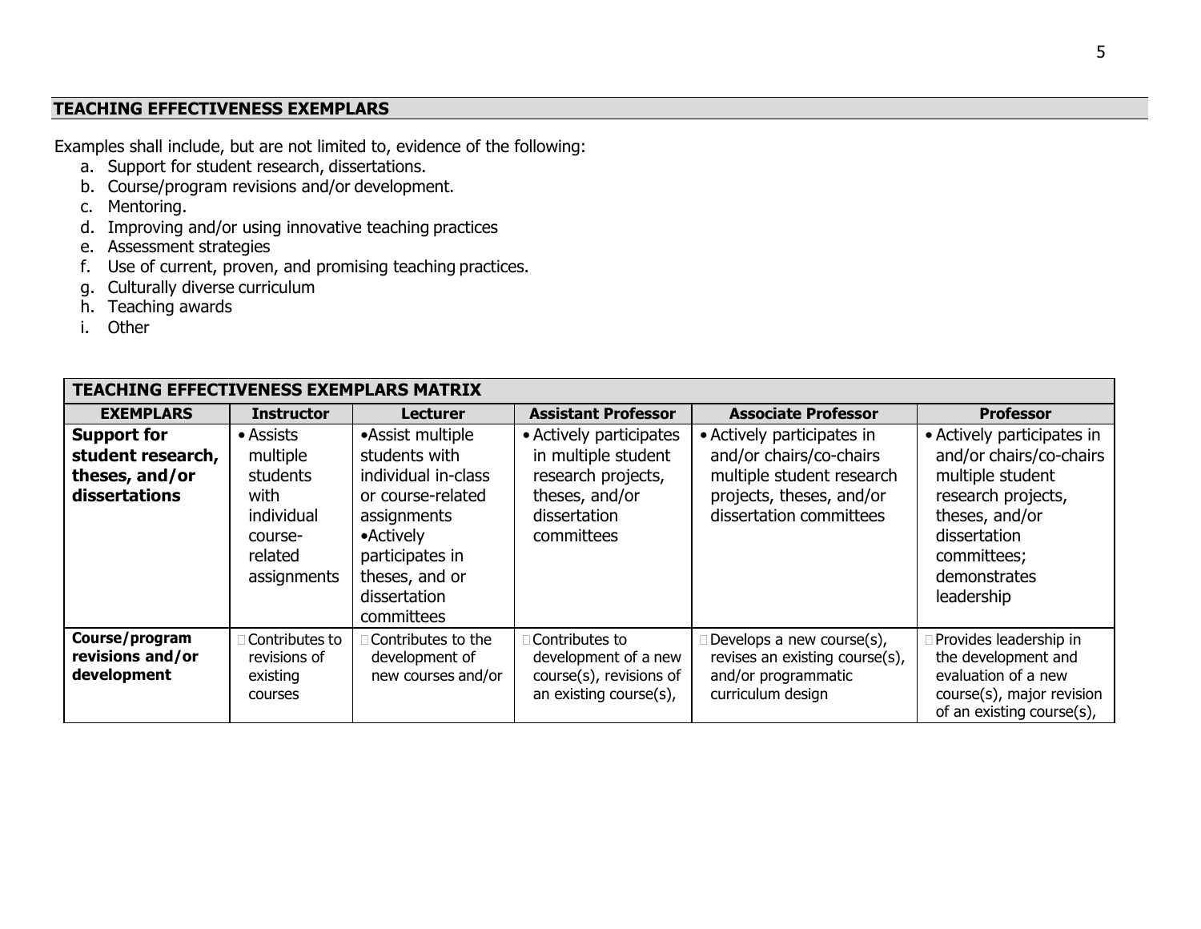## TEACHING EFFECTIVENESS EXEMPLARS

Examples shall include, but are not limited to, evidence of the following:

a. Support for student research, dissertations.
b. Course/program revisions and/or development.
c. Mentoring.
d. Improving and/or using innovative teaching practices
e. Assessment strategies
f. Use of current, proven, and promising teaching practices.
g. Culturally diverse curriculum
h. Teaching awards
i. Other

| TEACHING EFFECTIVENESS EXEMPLARS MATRIX | | | | | |
|---|---|---|---|---|---|
| **EXEMPLARS** | **Instructor** | **Lecturer** | **Assistant Professor** | **Associate Professor** | **Professor** |
| **Support for student research, theses, and/or dissertations** | • Assists multiple students with individual course-related assignments | •Assist multiple students with individual in-class or course-related assignments •Actively participates in theses, and or dissertation committees | • Actively participates in multiple student research projects, theses, and/or dissertation committees | • Actively participates in and/or chairs/co-chairs multiple student research projects, theses, and/or dissertation committees | • Actively participates in and/or chairs/co-chairs multiple student research projects, theses, and/or dissertation committees; demonstrates leadership |
| **Course/program revisions and/or development** | Contributes to revisions of existing courses | Contributes to the development of new courses and/or | Contributes to development of a new course(s), revisions of an existing course(s), | Develops a new course(s), revises an existing course(s), and/or programmatic curriculum design | Provides leadership in the development and evaluation of a new course(s), major revision of an existing course(s), |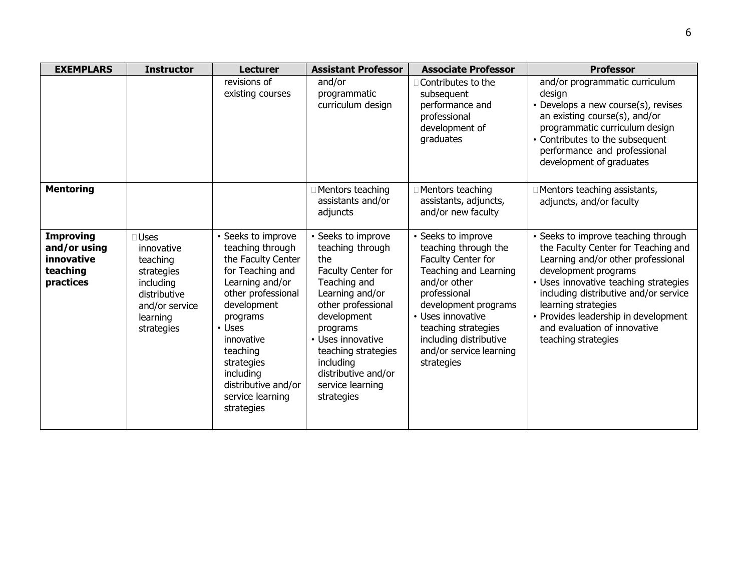| EXEMPLARS | Instructor | Lecturer | Assistant Professor | Associate Professor | Professor |
|---|---|---|---|---|---|
| | | revisions of existing courses | and/or programmatic curriculum design | • Contributes to the subsequent performance and professional development of graduates | and/or programmatic curriculum design<br>• Develops a new course(s), revises an existing course(s), and/or programmatic curriculum design<br>• Contributes to the subsequent performance and professional development of graduates |
| **Mentoring** | | | • Mentors teaching assistants and/or adjuncts | • Mentors teaching assistants, adjuncts, and/or new faculty | • Mentors teaching assistants, adjuncts, and/or faculty |
| **Improving and/or using innovative teaching practices** | • Uses innovative teaching strategies including distributive and/or service learning strategies | • Seeks to improve teaching through the Faculty Center for Teaching and Learning and/or other professional development programs<br>• Uses innovative teaching strategies including distributive and/or service learning strategies | • Seeks to improve teaching through the Faculty Center for Teaching and Learning and/or other professional development programs<br>• Uses innovative teaching strategies including distributive and/or service learning strategies | • Seeks to improve teaching through the Faculty Center for Teaching and Learning and/or other professional development programs<br>• Uses innovative teaching strategies including distributive and/or service learning strategies | • Seeks to improve teaching through the Faculty Center for Teaching and Learning and/or other professional development programs<br>• Uses innovative teaching strategies including distributive and/or service learning strategies<br>• Provides leadership in development and evaluation of innovative teaching strategies |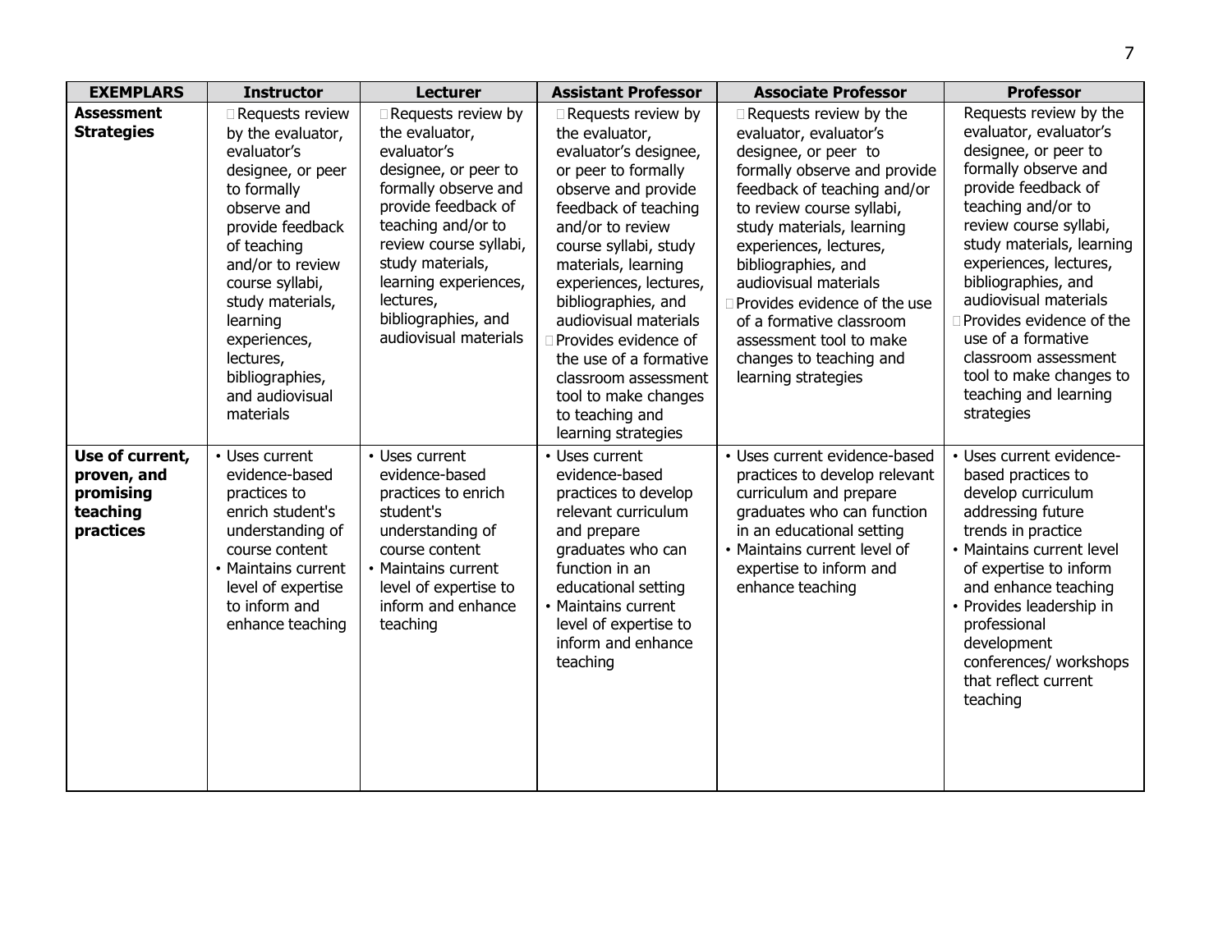| EXEMPLARS | Instructor | Lecturer | Assistant Professor | Associate Professor | Professor |
|---|---|---|---|---|---|
| **Assessment Strategies** | Requests review by the evaluator, evaluator's designee, or peer to formally observe and provide feedback of teaching and/or to review course syllabi, study materials, learning experiences, lectures, bibliographies, and audiovisual materials | Requests review by the evaluator, evaluator's designee, or peer to formally observe and provide feedback of teaching and/or to review course syllabi, study materials, learning experiences, lectures, bibliographies, and audiovisual materials | Requests review by the evaluator, evaluator's designee, or peer to formally observe and provide feedback of teaching and/or to review course syllabi, study materials, learning experiences, lectures, bibliographies, and audiovisual materials<br>Provides evidence of the use of a formative classroom assessment tool to make changes to teaching and learning strategies | Requests review by the evaluator, evaluator's designee, or peer to formally observe and provide feedback of teaching and/or to review course syllabi, study materials, learning experiences, lectures, bibliographies, and audiovisual materials<br>Provides evidence of the use of a formative classroom assessment tool to make changes to teaching and learning strategies | Requests review by the evaluator, evaluator's designee, or peer to formally observe and provide feedback of teaching and/or to review course syllabi, study materials, learning experiences, lectures, bibliographies, and audiovisual materials<br>Provides evidence of the use of a formative classroom assessment tool to make changes to teaching and learning strategies |
| **Use of current, proven, and promising teaching practices** | • Uses current evidence-based practices to enrich student's understanding of course content<br>• Maintains current level of expertise to inform and enhance teaching | • Uses current evidence-based practices to enrich student's understanding of course content<br>• Maintains current level of expertise to inform and enhance teaching | • Uses current evidence-based practices to develop relevant curriculum and prepare graduates who can function in an educational setting<br>• Maintains current level of expertise to inform and enhance teaching | • Uses current evidence-based practices to develop relevant curriculum and prepare graduates who can function in an educational setting<br>• Maintains current level of expertise to inform and enhance teaching | • Uses current evidence-based practices to develop curriculum addressing future trends in practice<br>• Maintains current level of expertise to inform and enhance teaching<br>• Provides leadership in professional development conferences/ workshops that reflect current teaching |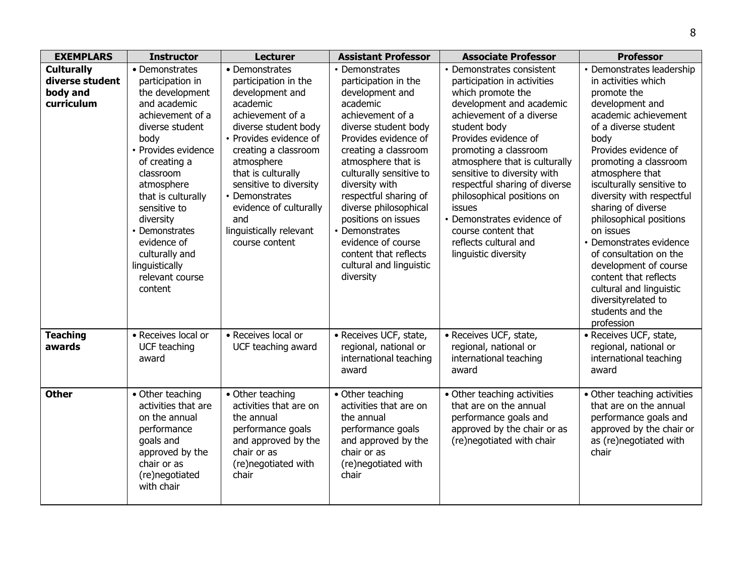| EXEMPLARS | Instructor | Lecturer | Assistant Professor | Associate Professor | Professor |
|---|---|---|---|---|---|
| **Culturally diverse student body and curriculum** | • Demonstrates participation in the development and academic achievement of a diverse student body<br>• Provides evidence of creating a classroom atmosphere that is culturally sensitive to diversity<br>• Demonstrates evidence of culturally and linguistically relevant course content | • Demonstrates participation in the development and academic achievement of a diverse student body<br>• Provides evidence of creating a classroom atmosphere that is culturally sensitive to diversity<br>• Demonstrates evidence of culturally and linguistically relevant course content | • Demonstrates participation in the development and academic achievement of a diverse student body Provides evidence of creating a classroom atmosphere that is culturally sensitive to diversity with respectful sharing of diverse philosophical positions on issues<br>• Demonstrates evidence of course content that reflects cultural and linguistic diversity | • Demonstrates consistent participation in activities which promote the development and academic achievement of a diverse student body Provides evidence of promoting a classroom atmosphere that is culturally sensitive to diversity with respectful sharing of diverse philosophical positions on issues<br>• Demonstrates evidence of course content that reflects cultural and linguistic diversity | • Demonstrates leadership in activities which promote the development and academic achievement of a diverse student body Provides evidence of promoting a classroom atmosphere that isculturally sensitive to diversity with respectful sharing of diverse philosophical positions on issues<br>• Demonstrates evidence of consultation on the development of course content that reflects cultural and linguistic diversityrelated to students and the profession |
| **Teaching awards** | • Receives local or UCF teaching award | • Receives local or UCF teaching award | • Receives UCF, state, regional, national or international teaching award | • Receives UCF, state, regional, national or international teaching award | • Receives UCF, state, regional, national or international teaching award |
| **Other** | • Other teaching activities that are on the annual performance goals and approved by the chair or as (re)negotiated with chair | • Other teaching activities that are on the annual performance goals and approved by the chair or as (re)negotiated with chair | • Other teaching activities that are on the annual performance goals and approved by the chair or as (re)negotiated with chair | • Other teaching activities that are on the annual performance goals and approved by the chair or as (re)negotiated with chair | • Other teaching activities that are on the annual performance goals and approved by the chair or as (re)negotiated with chair |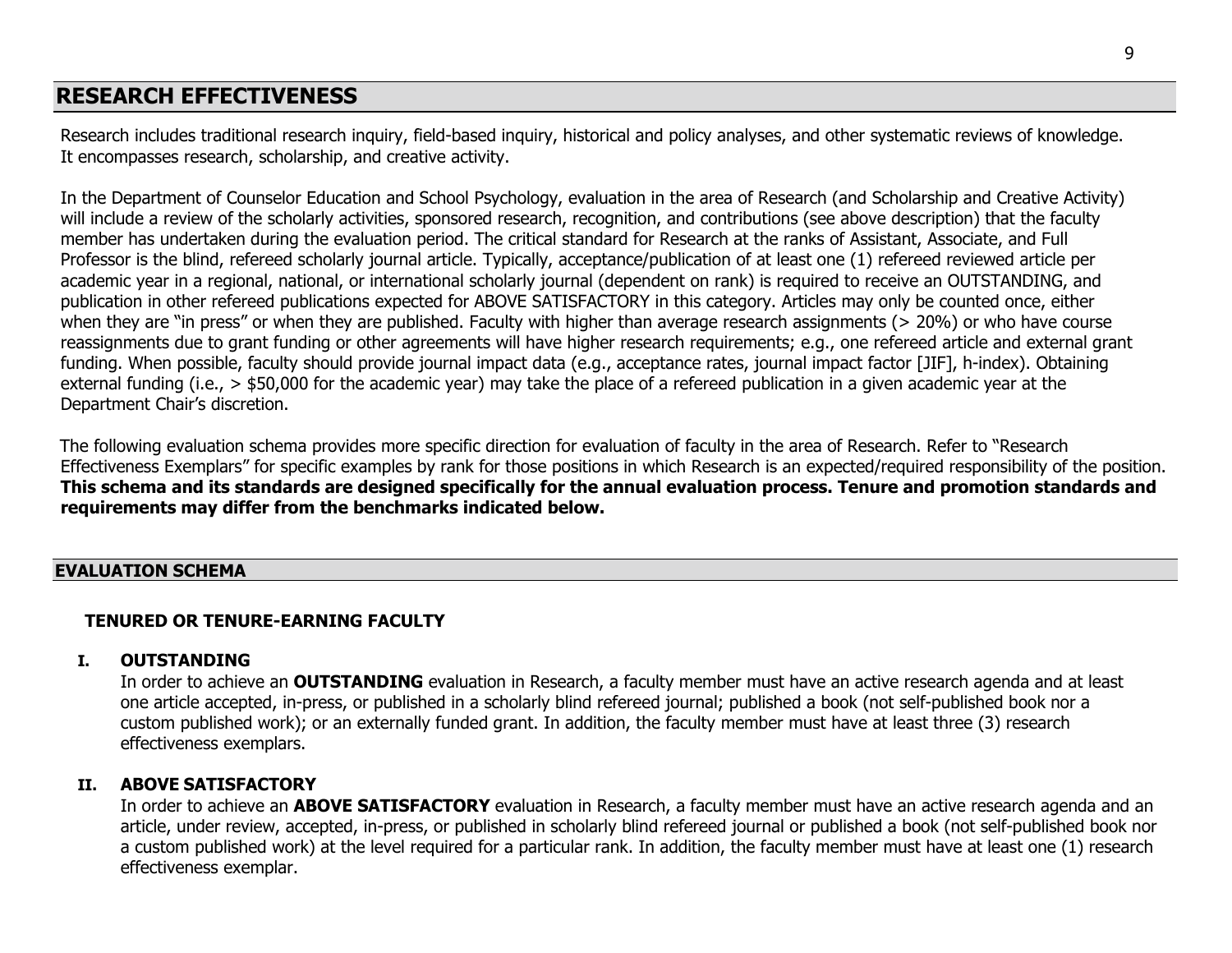## RESEARCH EFFECTIVENESS

Research includes traditional research inquiry, field-based inquiry, historical and policy analyses, and other systematic reviews of knowledge. It encompasses research, scholarship, and creative activity.

In the Department of Counselor Education and School Psychology, evaluation in the area of Research (and Scholarship and Creative Activity) will include a review of the scholarly activities, sponsored research, recognition, and contributions (see above description) that the faculty member has undertaken during the evaluation period. The critical standard for Research at the ranks of Assistant, Associate, and Full Professor is the blind, refereed scholarly journal article. Typically, acceptance/publication of at least one (1) refereed reviewed article per academic year in a regional, national, or international scholarly journal (dependent on rank) is required to receive an OUTSTANDING, and publication in other refereed publications expected for ABOVE SATISFACTORY in this category. Articles may only be counted once, either when they are "in press" or when they are published. Faculty with higher than average research assignments (> 20%) or who have course reassignments due to grant funding or other agreements will have higher research requirements; e.g., one refereed article and external grant funding. When possible, faculty should provide journal impact data (e.g., acceptance rates, journal impact factor [JIF], h-index). Obtaining external funding (i.e., > $50,000 for the academic year) may take the place of a refereed publication in a given academic year at the Department Chair's discretion.

The following evaluation schema provides more specific direction for evaluation of faculty in the area of Research. Refer to "Research Effectiveness Exemplars" for specific examples by rank for those positions in which Research is an expected/required responsibility of the position. **This schema and its standards are designed specifically for the annual evaluation process. Tenure and promotion standards and requirements may differ from the benchmarks indicated below.**

### EVALUATION SCHEMA

#### TENURED OR TENURE-EARNING FACULTY

**I. OUTSTANDING**

In order to achieve an **OUTSTANDING** evaluation in Research, a faculty member must have an active research agenda and at least one article accepted, in-press, or published in a scholarly blind refereed journal; published a book (not self-published book nor a custom published work); or an externally funded grant. In addition, the faculty member must have at least three (3) research effectiveness exemplars.

**II. ABOVE SATISFACTORY**

In order to achieve an **ABOVE SATISFACTORY** evaluation in Research, a faculty member must have an active research agenda and an article, under review, accepted, in-press, or published in scholarly blind refereed journal or published a book (not self-published book nor a custom published work) at the level required for a particular rank. In addition, the faculty member must have at least one (1) research effectiveness exemplar.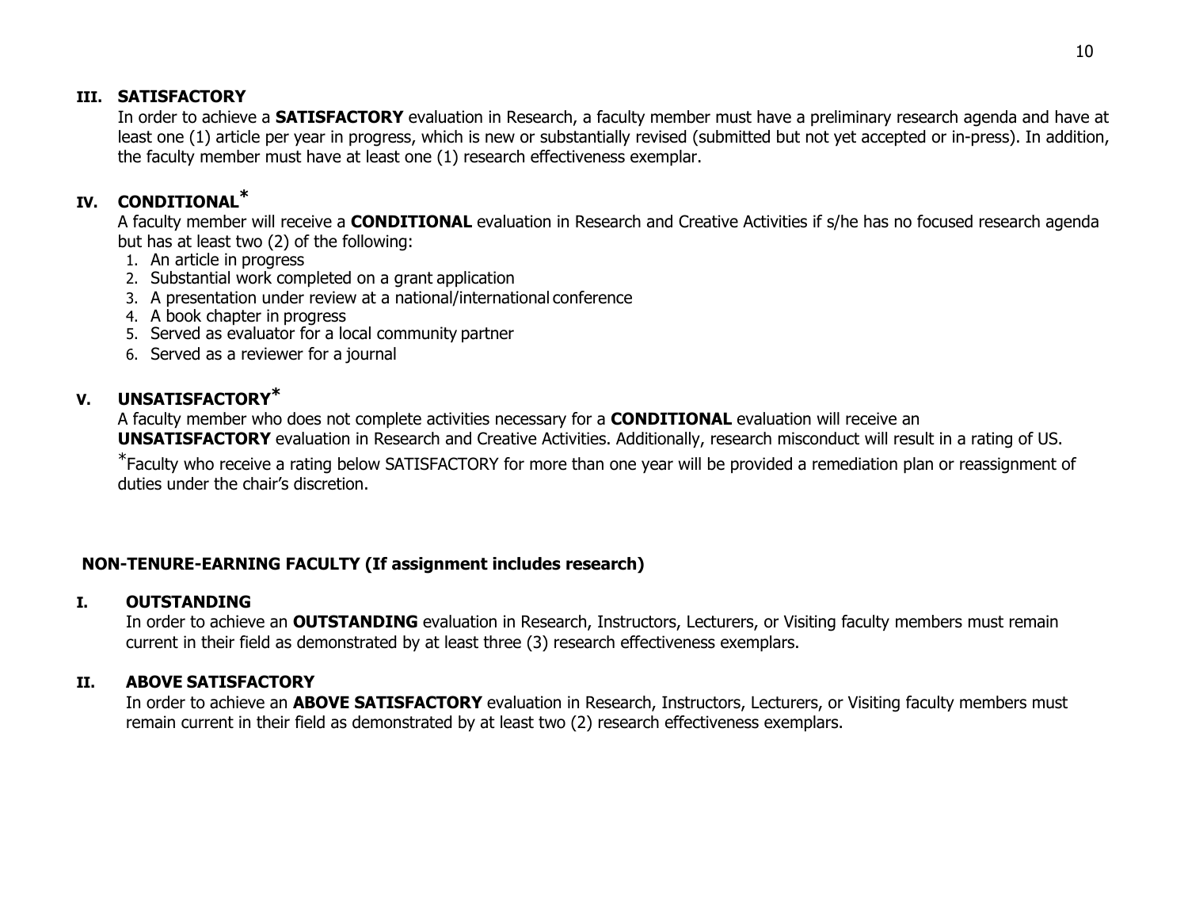### III. SATISFACTORY

In order to achieve a **SATISFACTORY** evaluation in Research, a faculty member must have a preliminary research agenda and have at least one (1) article per year in progress, which is new or substantially revised (submitted but not yet accepted or in-press). In addition, the faculty member must have at least one (1) research effectiveness exemplar.

### IV. CONDITIONAL*

A faculty member will receive a **CONDITIONAL** evaluation in Research and Creative Activities if s/he has no focused research agenda but has at least two (2) of the following:

1. An article in progress
2. Substantial work completed on a grant application
3. A presentation under review at a national/international conference
4. A book chapter in progress
5. Served as evaluator for a local community partner
6. Served as a reviewer for a journal

### V. UNSATISFACTORY*

A faculty member who does not complete activities necessary for a **CONDITIONAL** evaluation will receive an **UNSATISFACTORY** evaluation in Research and Creative Activities. Additionally, research misconduct will result in a rating of US.

*Faculty who receive a rating below SATISFACTORY for more than one year will be provided a remediation plan or reassignment of duties under the chair's discretion.

## NON-TENURE-EARNING FACULTY (If assignment includes research)

### I. OUTSTANDING

In order to achieve an **OUTSTANDING** evaluation in Research, Instructors, Lecturers, or Visiting faculty members must remain current in their field as demonstrated by at least three (3) research effectiveness exemplars.

### II. ABOVE SATISFACTORY

In order to achieve an **ABOVE SATISFACTORY** evaluation in Research, Instructors, Lecturers, or Visiting faculty members must remain current in their field as demonstrated by at least two (2) research effectiveness exemplars.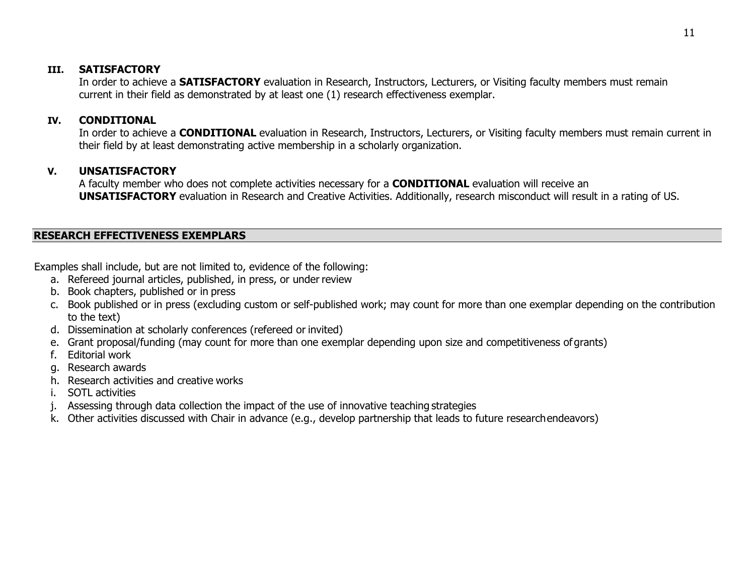### III. SATISFACTORY

In order to achieve a **SATISFACTORY** evaluation in Research, Instructors, Lecturers, or Visiting faculty members must remain current in their field as demonstrated by at least one (1) research effectiveness exemplar.

### IV. CONDITIONAL

In order to achieve a **CONDITIONAL** evaluation in Research, Instructors, Lecturers, or Visiting faculty members must remain current in their field by at least demonstrating active membership in a scholarly organization.

### V. UNSATISFACTORY

A faculty member who does not complete activities necessary for a **CONDITIONAL** evaluation will receive an **UNSATISFACTORY** evaluation in Research and Creative Activities. Additionally, research misconduct will result in a rating of US.

## RESEARCH EFFECTIVENESS EXEMPLARS

Examples shall include, but are not limited to, evidence of the following:

a. Refereed journal articles, published, in press, or under review
b. Book chapters, published or in press
c. Book published or in press (excluding custom or self-published work; may count for more than one exemplar depending on the contribution to the text)
d. Dissemination at scholarly conferences (refereed or invited)
e. Grant proposal/funding (may count for more than one exemplar depending upon size and competitiveness of grants)
f. Editorial work
g. Research awards
h. Research activities and creative works
i. SOTL activities
j. Assessing through data collection the impact of the use of innovative teaching strategies
k. Other activities discussed with Chair in advance (e.g., develop partnership that leads to future research endeavors)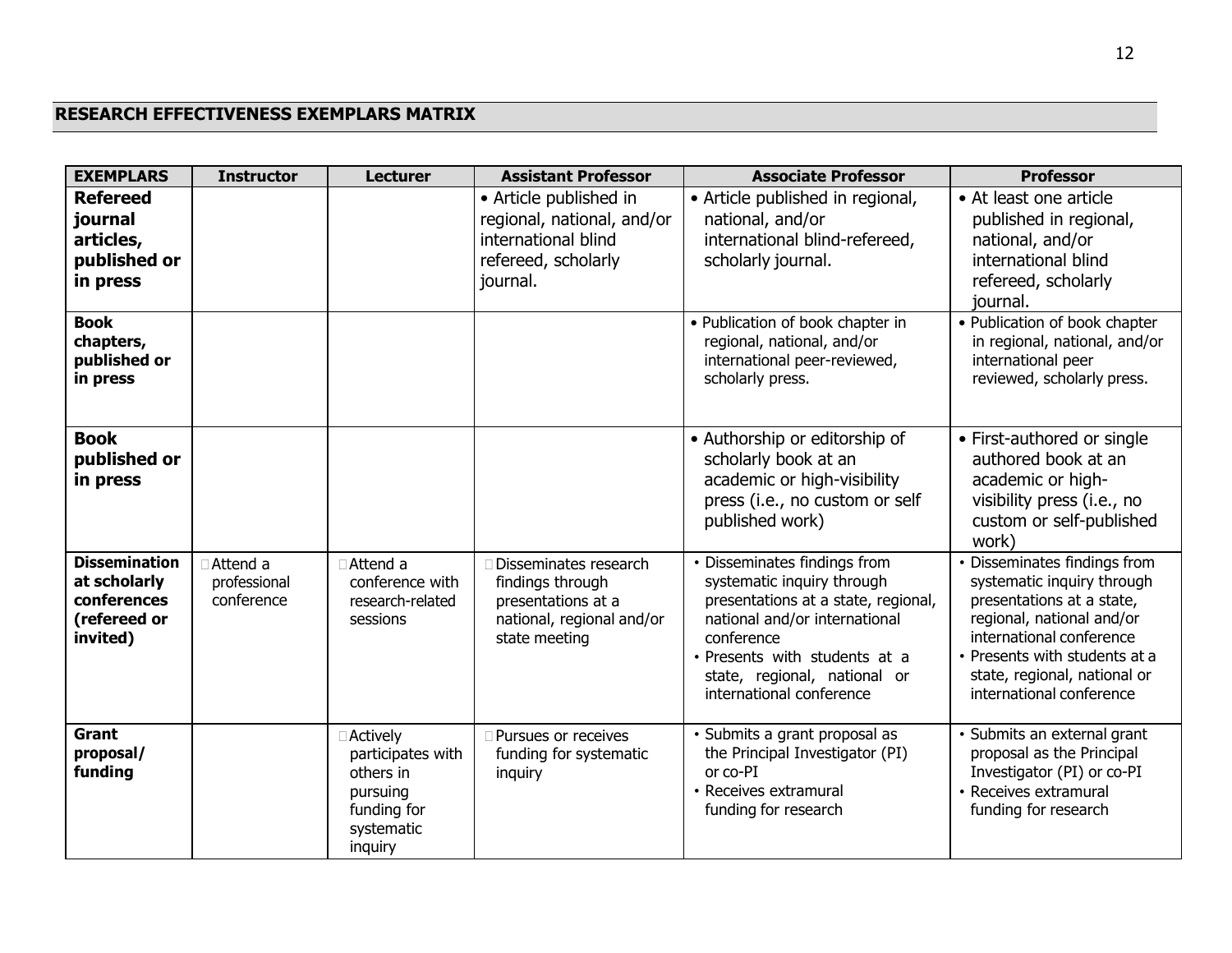## RESEARCH EFFECTIVENESS EXEMPLARS MATRIX

| EXEMPLARS | Instructor | Lecturer | Assistant Professor | Associate Professor | Professor |
|---|---|---|---|---|---|
| **Refereed journal articles, published or in press** | | | • Article published in regional, national, and/or international blind refereed, scholarly journal. | • Article published in regional, national, and/or international blind-refereed, scholarly journal. | • At least one article published in regional, national, and/or international blind refereed, scholarly journal. |
| **Book chapters, published or in press** | | | | • Publication of book chapter in regional, national, and/or international peer-reviewed, scholarly press. | • Publication of book chapter in regional, national, and/or international peer reviewed, scholarly press. |
| **Book published or in press** | | | | • Authorship or editorship of scholarly book at an academic or high-visibility press (i.e., no custom or self published work) | • First-authored or single authored book at an academic or high-visibility press (i.e., no custom or self-published work) |
| **Dissemination at scholarly conferences (refereed or invited)** | • Attend a professional conference | • Attend a conference with research-related sessions | • Disseminates research findings through presentations at a national, regional and/or state meeting | • Disseminates findings from systematic inquiry through presentations at a state, regional, national and/or international conference<br>• Presents with students at a state, regional, national or international conference | • Disseminates findings from systematic inquiry through presentations at a state, regional, national and/or international conference<br>• Presents with students at a state, regional, national or international conference |
| **Grant proposal/ funding** | | • Actively participates with others in pursuing funding for systematic inquiry | • Pursues or receives funding for systematic inquiry | • Submits a grant proposal as the Principal Investigator (PI) or co-PI<br>• Receives extramural funding for research | • Submits an external grant proposal as the Principal Investigator (PI) or co-PI<br>• Receives extramural funding for research |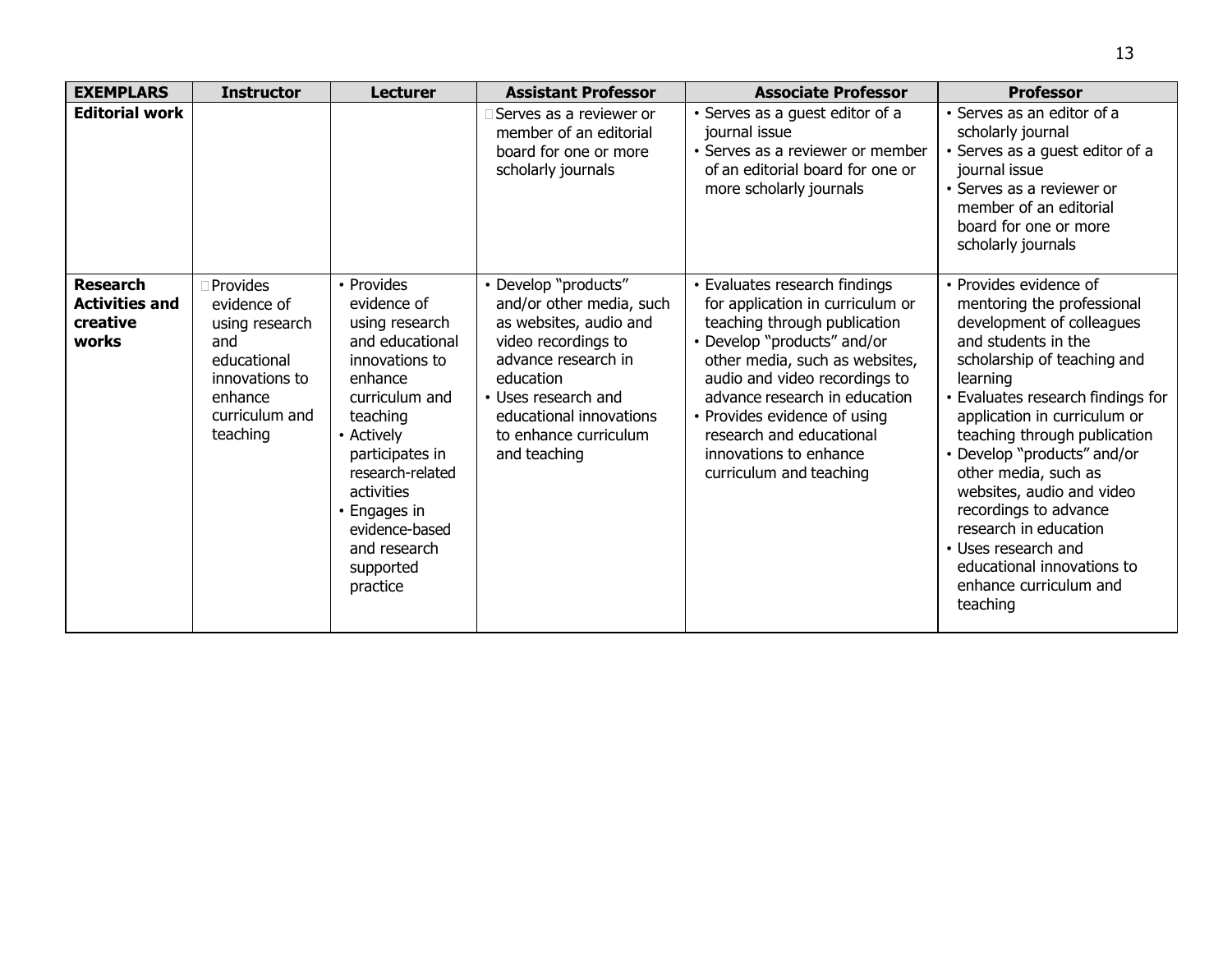| EXEMPLARS | Instructor | Lecturer | Assistant Professor | Associate Professor | Professor |
|---|---|---|---|---|---|
| **Editorial work** | | | • Serves as a reviewer or member of an editorial board for one or more scholarly journals | • Serves as a guest editor of a journal issue<br>• Serves as a reviewer or member of an editorial board for one or more scholarly journals | • Serves as an editor of a scholarly journal<br>• Serves as a guest editor of a journal issue<br>• Serves as a reviewer or member of an editorial board for one or more scholarly journals |
| **Research Activities and creative works** | • Provides evidence of using research and educational innovations to enhance curriculum and teaching | • Provides evidence of using research and educational innovations to enhance curriculum and teaching<br>• Actively participates in research-related activities<br>• Engages in evidence-based and research supported practice | • Develop "products" and/or other media, such as websites, audio and video recordings to advance research in education<br>• Uses research and educational innovations to enhance curriculum and teaching | • Evaluates research findings for application in curriculum or teaching through publication<br>• Develop "products" and/or other media, such as websites, audio and video recordings to advance research in education<br>• Provides evidence of using research and educational innovations to enhance curriculum and teaching | • Provides evidence of mentoring the professional development of colleagues and students in the scholarship of teaching and learning<br>• Evaluates research findings for application in curriculum or teaching through publication<br>• Develop "products" and/or other media, such as websites, audio and video recordings to advance research in education<br>• Uses research and educational innovations to enhance curriculum and teaching |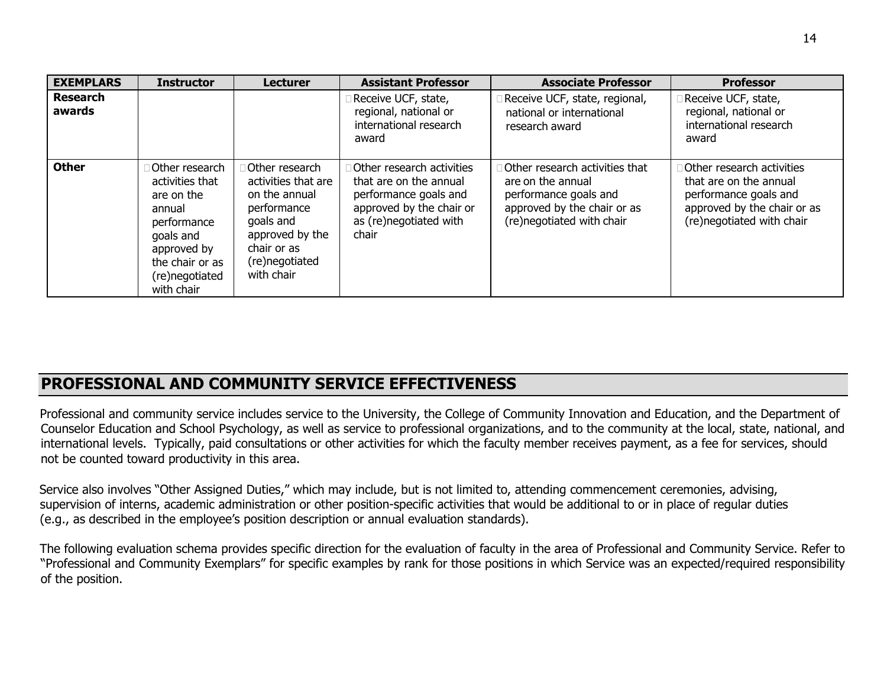| EXEMPLARS | Instructor | Lecturer | Assistant Professor | Associate Professor | Professor |
|---|---|---|---|---|---|
| **Research awards** | | | Receive UCF, state, regional, national or international research award | Receive UCF, state, regional, national or international research award | Receive UCF, state, regional, national or international research award |
| **Other** | Other research activities that are on the annual performance goals and approved by the chair or as (re)negotiated with chair | Other research activities that are on the annual performance goals and approved by the chair or as (re)negotiated with chair | Other research activities that are on the annual performance goals and approved by the chair or as (re)negotiated with chair | Other research activities that are on the annual performance goals and approved by the chair or as (re)negotiated with chair | Other research activities that are on the annual performance goals and approved by the chair or as (re)negotiated with chair |

## PROFESSIONAL AND COMMUNITY SERVICE EFFECTIVENESS

Professional and community service includes service to the University, the College of Community Innovation and Education, and the Department of Counselor Education and School Psychology, as well as service to professional organizations, and to the community at the local, state, national, and international levels. Typically, paid consultations or other activities for which the faculty member receives payment, as a fee for services, should not be counted toward productivity in this area.

Service also involves "Other Assigned Duties," which may include, but is not limited to, attending commencement ceremonies, advising, supervision of interns, academic administration or other position-specific activities that would be additional to or in place of regular duties (e.g., as described in the employee's position description or annual evaluation standards).

The following evaluation schema provides specific direction for the evaluation of faculty in the area of Professional and Community Service. Refer to "Professional and Community Exemplars" for specific examples by rank for those positions in which Service was an expected/required responsibility of the position.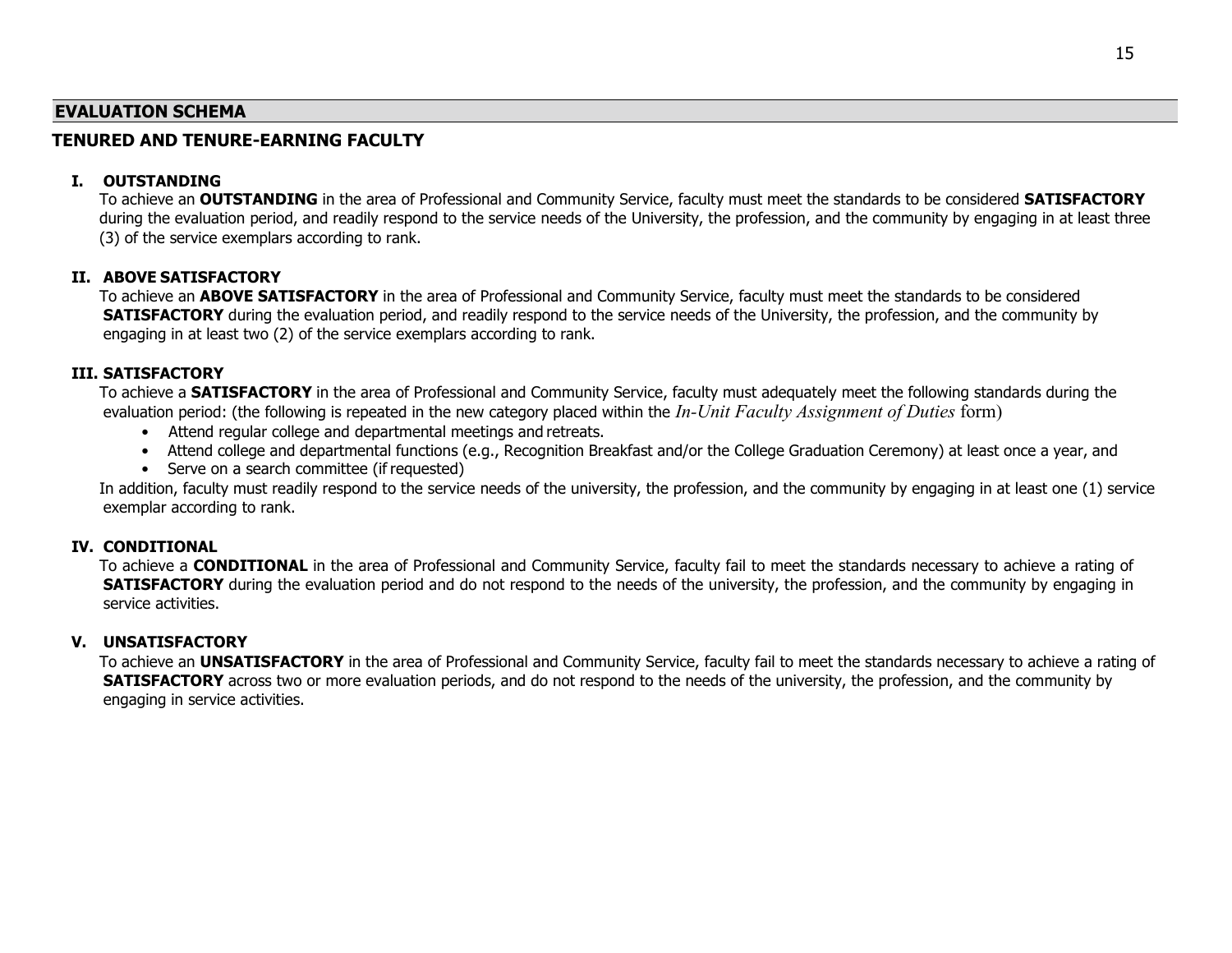## EVALUATION SCHEMA

### TENURED AND TENURE-EARNING FACULTY

**I. OUTSTANDING**

To achieve an **OUTSTANDING** in the area of Professional and Community Service, faculty must meet the standards to be considered **SATISFACTORY** during the evaluation period, and readily respond to the service needs of the University, the profession, and the community by engaging in at least three (3) of the service exemplars according to rank.

**II. ABOVE SATISFACTORY**

To achieve an **ABOVE SATISFACTORY** in the area of Professional and Community Service, faculty must meet the standards to be considered **SATISFACTORY** during the evaluation period, and readily respond to the service needs of the University, the profession, and the community by engaging in at least two (2) of the service exemplars according to rank.

**III. SATISFACTORY**

To achieve a **SATISFACTORY** in the area of Professional and Community Service, faculty must adequately meet the following standards during the evaluation period: (the following is repeated in the new category placed within the *In-Unit Faculty Assignment of Duties* form)

- Attend regular college and departmental meetings and retreats.
- Attend college and departmental functions (e.g., Recognition Breakfast and/or the College Graduation Ceremony) at least once a year, and
- Serve on a search committee (if requested)

In addition, faculty must readily respond to the service needs of the university, the profession, and the community by engaging in at least one (1) service exemplar according to rank.

**IV. CONDITIONAL**

To achieve a **CONDITIONAL** in the area of Professional and Community Service, faculty fail to meet the standards necessary to achieve a rating of **SATISFACTORY** during the evaluation period and do not respond to the needs of the university, the profession, and the community by engaging in service activities.

**V. UNSATISFACTORY**

To achieve an **UNSATISFACTORY** in the area of Professional and Community Service, faculty fail to meet the standards necessary to achieve a rating of **SATISFACTORY** across two or more evaluation periods, and do not respond to the needs of the university, the profession, and the community by engaging in service activities.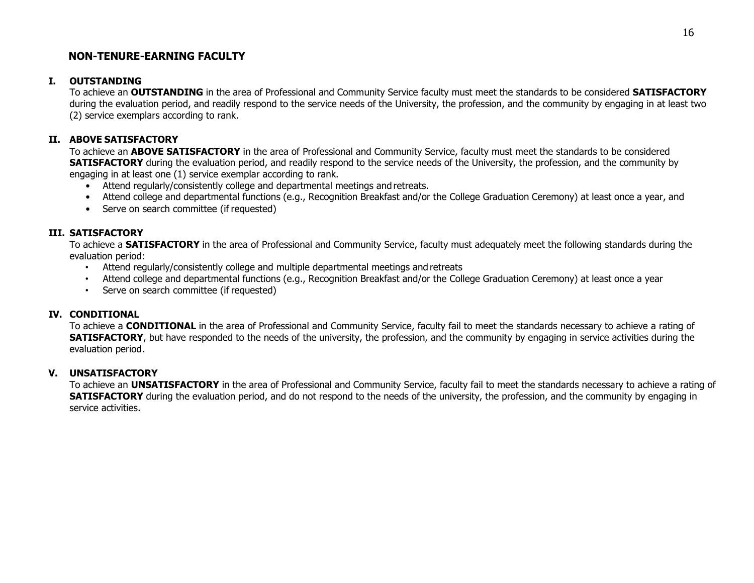## NON-TENURE-EARNING FACULTY

### I. OUTSTANDING

To achieve an **OUTSTANDING** in the area of Professional and Community Service faculty must meet the standards to be considered **SATISFACTORY** during the evaluation period, and readily respond to the service needs of the University, the profession, and the community by engaging in at least two (2) service exemplars according to rank.

### II. ABOVE SATISFACTORY

To achieve an **ABOVE SATISFACTORY** in the area of Professional and Community Service, faculty must meet the standards to be considered **SATISFACTORY** during the evaluation period, and readily respond to the service needs of the University, the profession, and the community by engaging in at least one (1) service exemplar according to rank.

- Attend regularly/consistently college and departmental meetings and retreats.
- Attend college and departmental functions (e.g., Recognition Breakfast and/or the College Graduation Ceremony) at least once a year, and
- Serve on search committee (if requested)

### III. SATISFACTORY

To achieve a **SATISFACTORY** in the area of Professional and Community Service, faculty must adequately meet the following standards during the evaluation period:

- Attend regularly/consistently college and multiple departmental meetings and retreats
- Attend college and departmental functions (e.g., Recognition Breakfast and/or the College Graduation Ceremony) at least once a year
- Serve on search committee (if requested)

### IV. CONDITIONAL

To achieve a **CONDITIONAL** in the area of Professional and Community Service, faculty fail to meet the standards necessary to achieve a rating of **SATISFACTORY**, but have responded to the needs of the university, the profession, and the community by engaging in service activities during the evaluation period.

### V. UNSATISFACTORY

To achieve an **UNSATISFACTORY** in the area of Professional and Community Service, faculty fail to meet the standards necessary to achieve a rating of **SATISFACTORY** during the evaluation period, and do not respond to the needs of the university, the profession, and the community by engaging in service activities.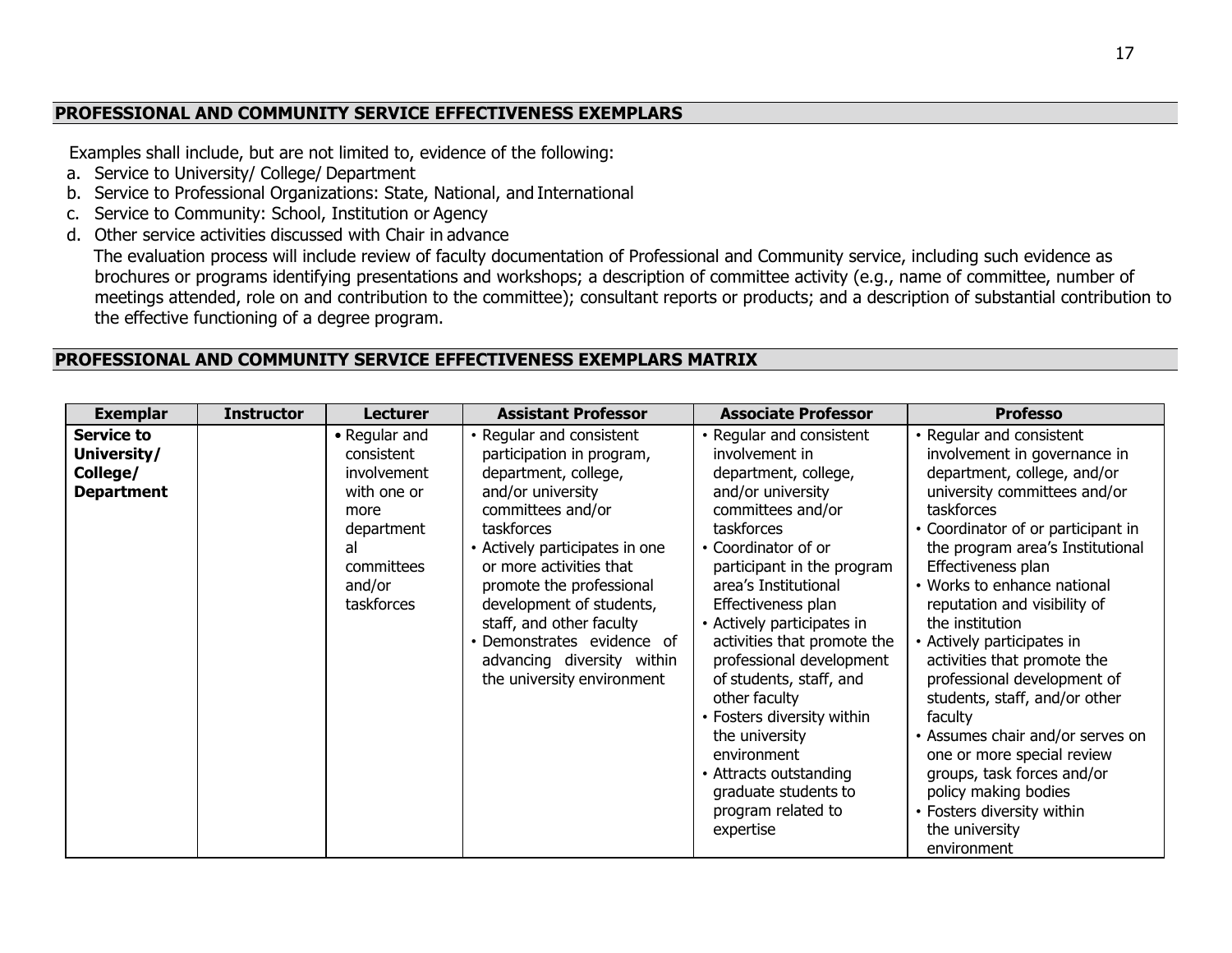## PROFESSIONAL AND COMMUNITY SERVICE EFFECTIVENESS EXEMPLARS

Examples shall include, but are not limited to, evidence of the following:

a. Service to University/ College/ Department
b. Service to Professional Organizations: State, National, and International
c. Service to Community: School, Institution or Agency
d. Other service activities discussed with Chair in advance

The evaluation process will include review of faculty documentation of Professional and Community service, including such evidence as brochures or programs identifying presentations and workshops; a description of committee activity (e.g., name of committee, number of meetings attended, role on and contribution to the committee); consultant reports or products; and a description of substantial contribution to the effective functioning of a degree program.

## PROFESSIONAL AND COMMUNITY SERVICE EFFECTIVENESS EXEMPLARS MATRIX

| Exemplar | Instructor | Lecturer | Assistant Professor | Associate Professor | Professo |
|---|---|---|---|---|---|
| **Service to University/ College/ Department** | | • Regular and consistent involvement with one or more departmental committees and/or taskforces | • Regular and consistent participation in program, department, college, and/or university committees and/or taskforces<br>• Actively participates in one or more activities that promote the professional development of students, staff, and other faculty<br>• Demonstrates evidence of advancing diversity within the university environment | • Regular and consistent involvement in department, college, and/or university committees and/or taskforces<br>• Coordinator of or participant in the program area's Institutional Effectiveness plan<br>• Actively participates in activities that promote the professional development of students, staff, and other faculty<br>• Fosters diversity within the university environment<br>• Attracts outstanding graduate students to program related to expertise | • Regular and consistent involvement in governance in department, college, and/or university committees and/or taskforces<br>• Coordinator of or participant in the program area's Institutional Effectiveness plan<br>• Works to enhance national reputation and visibility of the institution<br>• Actively participates in activities that promote the professional development of students, staff, and/or other faculty<br>• Assumes chair and/or serves on one or more special review groups, task forces and/or policy making bodies<br>• Fosters diversity within the university environment |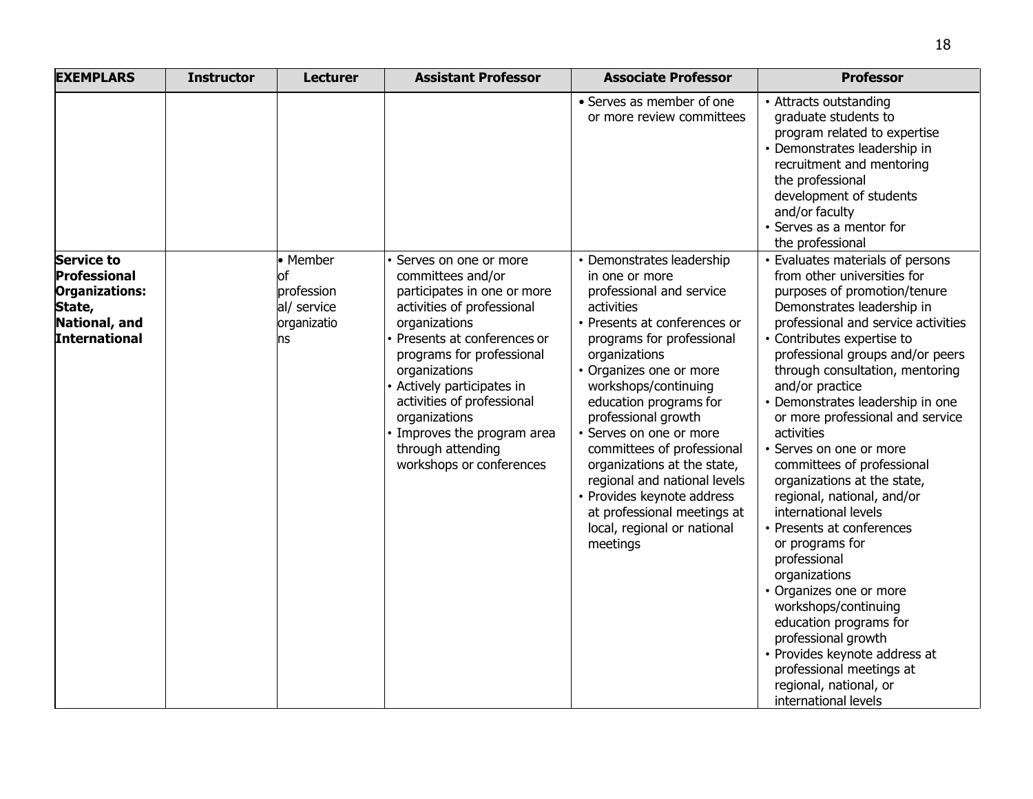| EXEMPLARS | Instructor | Lecturer | Assistant Professor | Associate Professor | Professor |
|---|---|---|---|---|---|
| | | | | • Serves as member of one or more review committees | • Attracts outstanding graduate students to program related to expertise<br>• Demonstrates leadership in recruitment and mentoring the professional development of students and/or faculty<br>• Serves as a mentor for the professional |
| **Service to Professional Organizations: State, National, and International** | | • Member of professional/ service organizations | • Serves on one or more committees and/or participates in one or more activities of professional organizations<br>• Presents at conferences or programs for professional organizations<br>• Organizes one or more workshops/continuing education programs for professional growth<br>• Actively participates in activities of professional organizations<br>• Improves the program area through attending workshops or conferences | • Demonstrates leadership in one or more professional and service activities<br>• Presents at conferences or programs for professional organizations<br>• Organizes one or more workshops/continuing education programs for professional growth<br>• Serves on one or more committees of professional organizations at the state, regional and national levels<br>• Provides keynote address at professional meetings at local, regional or national meetings | • Evaluates materials of persons from other universities for purposes of promotion/tenure Demonstrates leadership in professional and service activities<br>• Contributes expertise to professional groups and/or peers through consultation, mentoring and/or practice<br>• Demonstrates leadership in one or more professional and service activities<br>• Serves on one or more committees of professional organizations at the state, regional, national, and/or international levels<br>• Presents at conferences or programs for professional organizations<br>• Organizes one or more workshops/continuing education programs for professional growth<br>• Provides keynote address at professional meetings at regional, national, or international levels |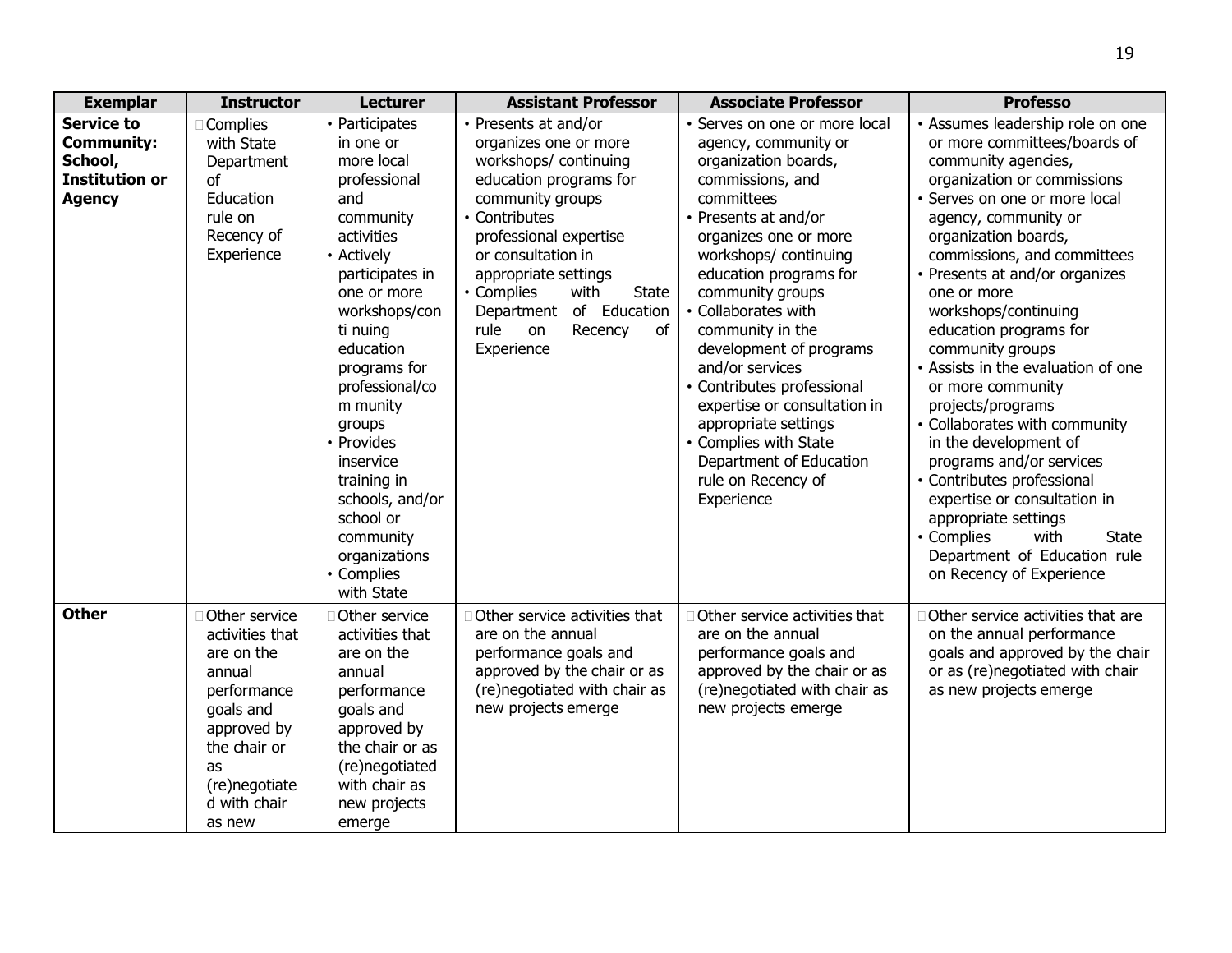| Exemplar | Instructor | Lecturer | Assistant Professor | Associate Professor | Professo |
|---|---|---|---|---|---|
| **Service to Community: School, Institution or Agency** | Complies with State Department of Education rule on Recency of Experience | • Participates in one or more local professional and community activities<br>• Actively participates in one or more workshops/continuing education programs for professional/community groups<br>• Provides inservice training in schools, and/or school or community organizations<br>• Complies with State | • Presents at and/or organizes one or more workshops/ continuing education programs for community groups<br>• Contributes professional expertise or consultation in appropriate settings<br>• Complies with State Department of Education rule on Recency of Experience | • Serves on one or more local agency, community or organization boards, commissions, and committees<br>• Presents at and/or organizes one or more workshops/ continuing education programs for community groups<br>• Collaborates with community in the development of programs and/or services<br>• Contributes professional expertise or consultation in appropriate settings<br>• Complies with State Department of Education rule on Recency of Experience | • Assumes leadership role on one or more committees/boards of community agencies, organization or commissions<br>• Serves on one or more local agency, community or organization boards, commissions, and committees<br>• Presents at and/or organizes one or more workshops/continuing education programs for community groups<br>• Assists in the evaluation of one or more community projects/programs<br>• Collaborates with community in the development of programs and/or services<br>• Contributes professional expertise or consultation in appropriate settings<br>• Complies with State Department of Education rule on Recency of Experience |
| **Other** | Other service activities that are on the annual performance goals and approved by the chair or as (re)negotiated with chair as new | Other service activities that are on the annual performance goals and approved by the chair or as (re)negotiated with chair as new projects emerge | Other service activities that are on the annual performance goals and approved by the chair or as (re)negotiated with chair as new projects emerge | Other service activities that are on the annual performance goals and approved by the chair or as (re)negotiated with chair as new projects emerge | Other service activities that are on the annual performance goals and approved by the chair or as (re)negotiated with chair as new projects emerge |